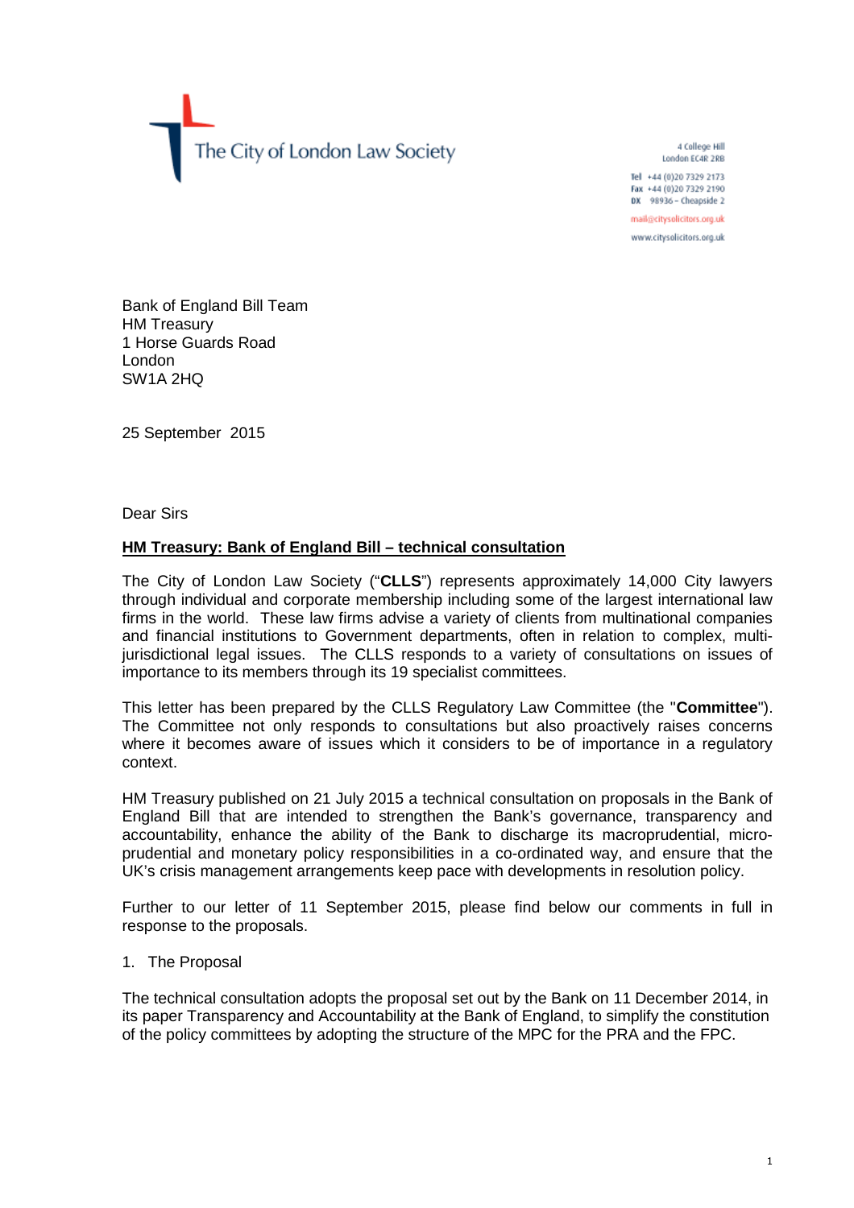The City of London Law Society

4 College Hill
London EC4R 2RB

**Tel** +44 (0)20 7329 2173
**Fax** +44 (0)20 7329 2190
**DX** 98936 – Cheapside 2

mail@citysolicitors.org.uk

www.citysolicitors.org.uk

Bank of England Bill Team
HM Treasury
1 Horse Guards Road
London
SW1A 2HQ

25 September 2015

Dear Sirs

**HM Treasury: Bank of England Bill – technical consultation**

The City of London Law Society ("**CLLS**") represents approximately 14,000 City lawyers through individual and corporate membership including some of the largest international law firms in the world. These law firms advise a variety of clients from multinational companies and financial institutions to Government departments, often in relation to complex, multi-jurisdictional legal issues. The CLLS responds to a variety of consultations on issues of importance to its members through its 19 specialist committees.

This letter has been prepared by the CLLS Regulatory Law Committee (the "**Committee**"). The Committee not only responds to consultations but also proactively raises concerns where it becomes aware of issues which it considers to be of importance in a regulatory context.

HM Treasury published on 21 July 2015 a technical consultation on proposals in the Bank of England Bill that are intended to strengthen the Bank's governance, transparency and accountability, enhance the ability of the Bank to discharge its macroprudential, micro-prudential and monetary policy responsibilities in a co-ordinated way, and ensure that the UK's crisis management arrangements keep pace with developments in resolution policy.

Further to our letter of 11 September 2015, please find below our comments in full in response to the proposals.

1. The Proposal

The technical consultation adopts the proposal set out by the Bank on 11 December 2014, in its paper Transparency and Accountability at the Bank of England, to simplify the constitution of the policy committees by adopting the structure of the MPC for the PRA and the FPC.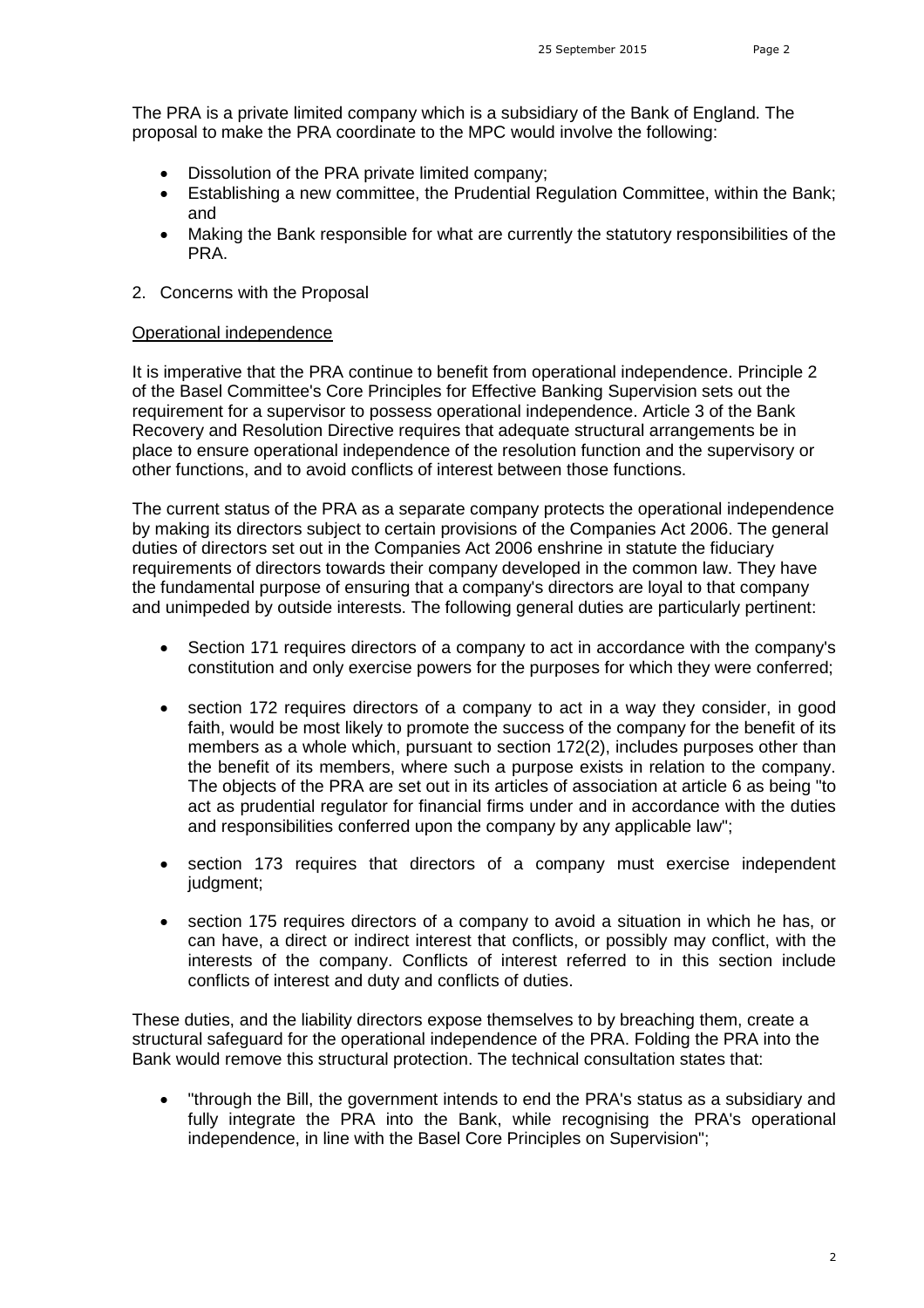The PRA is a private limited company which is a subsidiary of the Bank of England. The proposal to make the PRA coordinate to the MPC would involve the following:

- Dissolution of the PRA private limited company;
- Establishing a new committee, the Prudential Regulation Committee, within the Bank; and
- Making the Bank responsible for what are currently the statutory responsibilities of the PRA.

2. Concerns with the Proposal

<u>Operational independence</u>

It is imperative that the PRA continue to benefit from operational independence. Principle 2 of the Basel Committee's Core Principles for Effective Banking Supervision sets out the requirement for a supervisor to possess operational independence. Article 3 of the Bank Recovery and Resolution Directive requires that adequate structural arrangements be in place to ensure operational independence of the resolution function and the supervisory or other functions, and to avoid conflicts of interest between those functions.

The current status of the PRA as a separate company protects the operational independence by making its directors subject to certain provisions of the Companies Act 2006. The general duties of directors set out in the Companies Act 2006 enshrine in statute the fiduciary requirements of directors towards their company developed in the common law. They have the fundamental purpose of ensuring that a company's directors are loyal to that company and unimpeded by outside interests. The following general duties are particularly pertinent:

- Section 171 requires directors of a company to act in accordance with the company's constitution and only exercise powers for the purposes for which they were conferred;
- section 172 requires directors of a company to act in a way they consider, in good faith, would be most likely to promote the success of the company for the benefit of its members as a whole which, pursuant to section 172(2), includes purposes other than the benefit of its members, where such a purpose exists in relation to the company. The objects of the PRA are set out in its articles of association at article 6 as being "to act as prudential regulator for financial firms under and in accordance with the duties and responsibilities conferred upon the company by any applicable law";
- section 173 requires that directors of a company must exercise independent judgment;
- section 175 requires directors of a company to avoid a situation in which he has, or can have, a direct or indirect interest that conflicts, or possibly may conflict, with the interests of the company. Conflicts of interest referred to in this section include conflicts of interest and duty and conflicts of duties.

These duties, and the liability directors expose themselves to by breaching them, create a structural safeguard for the operational independence of the PRA. Folding the PRA into the Bank would remove this structural protection. The technical consultation states that:

- "through the Bill, the government intends to end the PRA's status as a subsidiary and fully integrate the PRA into the Bank, while recognising the PRA's operational independence, in line with the Basel Core Principles on Supervision";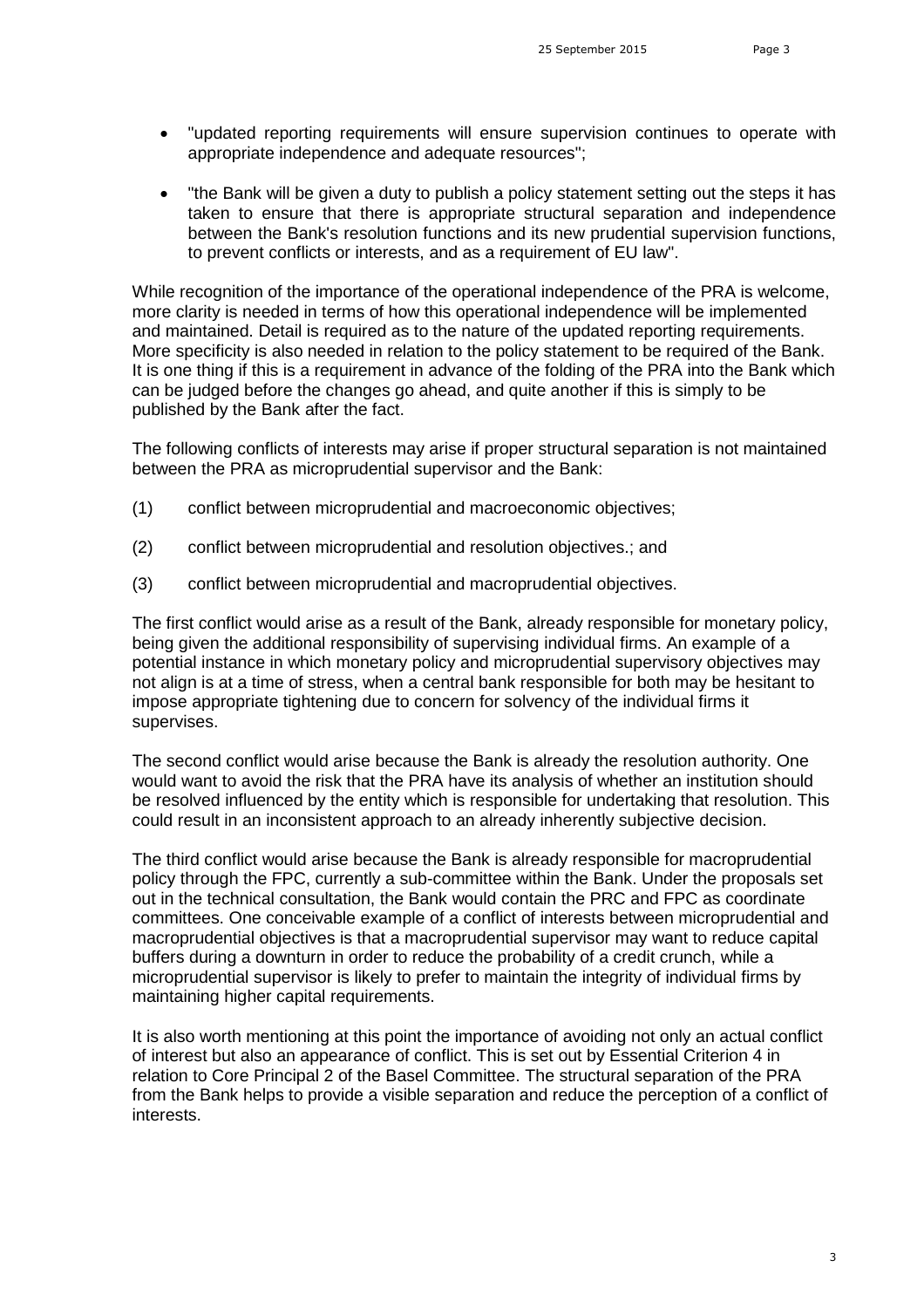- "updated reporting requirements will ensure supervision continues to operate with appropriate independence and adequate resources";
- "the Bank will be given a duty to publish a policy statement setting out the steps it has taken to ensure that there is appropriate structural separation and independence between the Bank's resolution functions and its new prudential supervision functions, to prevent conflicts or interests, and as a requirement of EU law".

While recognition of the importance of the operational independence of the PRA is welcome, more clarity is needed in terms of how this operational independence will be implemented and maintained. Detail is required as to the nature of the updated reporting requirements. More specificity is also needed in relation to the policy statement to be required of the Bank. It is one thing if this is a requirement in advance of the folding of the PRA into the Bank which can be judged before the changes go ahead, and quite another if this is simply to be published by the Bank after the fact.

The following conflicts of interests may arise if proper structural separation is not maintained between the PRA as microprudential supervisor and the Bank:

(1) conflict between microprudential and macroeconomic objectives;

(2) conflict between microprudential and resolution objectives.; and

(3) conflict between microprudential and macroprudential objectives.

The first conflict would arise as a result of the Bank, already responsible for monetary policy, being given the additional responsibility of supervising individual firms. An example of a potential instance in which monetary policy and microprudential supervisory objectives may not align is at a time of stress, when a central bank responsible for both may be hesitant to impose appropriate tightening due to concern for solvency of the individual firms it supervises.

The second conflict would arise because the Bank is already the resolution authority. One would want to avoid the risk that the PRA have its analysis of whether an institution should be resolved influenced by the entity which is responsible for undertaking that resolution. This could result in an inconsistent approach to an already inherently subjective decision.

The third conflict would arise because the Bank is already responsible for macroprudential policy through the FPC, currently a sub-committee within the Bank. Under the proposals set out in the technical consultation, the Bank would contain the PRC and FPC as coordinate committees. One conceivable example of a conflict of interests between microprudential and macroprudential objectives is that a macroprudential supervisor may want to reduce capital buffers during a downturn in order to reduce the probability of a credit crunch, while a microprudential supervisor is likely to prefer to maintain the integrity of individual firms by maintaining higher capital requirements.

It is also worth mentioning at this point the importance of avoiding not only an actual conflict of interest but also an appearance of conflict. This is set out by Essential Criterion 4 in relation to Core Principal 2 of the Basel Committee. The structural separation of the PRA from the Bank helps to provide a visible separation and reduce the perception of a conflict of interests.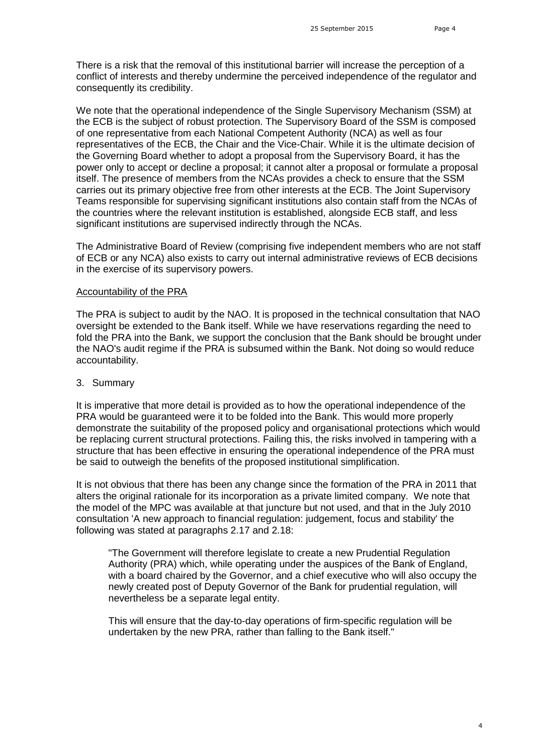There is a risk that the removal of this institutional barrier will increase the perception of a conflict of interests and thereby undermine the perceived independence of the regulator and consequently its credibility.

We note that the operational independence of the Single Supervisory Mechanism (SSM) at the ECB is the subject of robust protection. The Supervisory Board of the SSM is composed of one representative from each National Competent Authority (NCA) as well as four representatives of the ECB, the Chair and the Vice-Chair. While it is the ultimate decision of the Governing Board whether to adopt a proposal from the Supervisory Board, it has the power only to accept or decline a proposal; it cannot alter a proposal or formulate a proposal itself. The presence of members from the NCAs provides a check to ensure that the SSM carries out its primary objective free from other interests at the ECB. The Joint Supervisory Teams responsible for supervising significant institutions also contain staff from the NCAs of the countries where the relevant institution is established, alongside ECB staff, and less significant institutions are supervised indirectly through the NCAs.

The Administrative Board of Review (comprising five independent members who are not staff of ECB or any NCA) also exists to carry out internal administrative reviews of ECB decisions in the exercise of its supervisory powers.

<u>Accountability of the PRA</u>

The PRA is subject to audit by the NAO. It is proposed in the technical consultation that NAO oversight be extended to the Bank itself. While we have reservations regarding the need to fold the PRA into the Bank, we support the conclusion that the Bank should be brought under the NAO's audit regime if the PRA is subsumed within the Bank. Not doing so would reduce accountability.

3. Summary

It is imperative that more detail is provided as to how the operational independence of the PRA would be guaranteed were it to be folded into the Bank. This would more properly demonstrate the suitability of the proposed policy and organisational protections which would be replacing current structural protections. Failing this, the risks involved in tampering with a structure that has been effective in ensuring the operational independence of the PRA must be said to outweigh the benefits of the proposed institutional simplification.

It is not obvious that there has been any change since the formation of the PRA in 2011 that alters the original rationale for its incorporation as a private limited company. We note that the model of the MPC was available at that juncture but not used, and that in the July 2010 consultation 'A new approach to financial regulation: judgement, focus and stability' the following was stated at paragraphs 2.17 and 2.18:

> "The Government will therefore legislate to create a new Prudential Regulation Authority (PRA) which, while operating under the auspices of the Bank of England, with a board chaired by the Governor, and a chief executive who will also occupy the newly created post of Deputy Governor of the Bank for prudential regulation, will nevertheless be a separate legal entity.
>
> This will ensure that the day-to-day operations of firm-specific regulation will be undertaken by the new PRA, rather than falling to the Bank itself."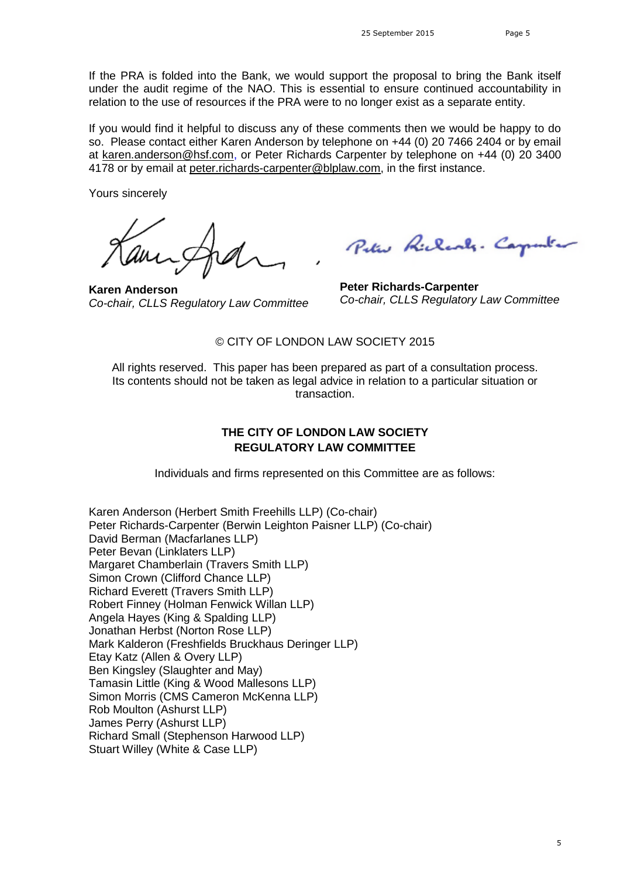If the PRA is folded into the Bank, we would support the proposal to bring the Bank itself under the audit regime of the NAO. This is essential to ensure continued accountability in relation to the use of resources if the PRA were to no longer exist as a separate entity.

If you would find it helpful to discuss any of these comments then we would be happy to do so. Please contact either Karen Anderson by telephone on +44 (0) 20 7466 2404 or by email at karen.anderson@hsf.com, or Peter Richards Carpenter by telephone on +44 (0) 20 3400 4178 or by email at peter.richards-carpenter@blplaw.com, in the first instance.

Yours sincerely

**Karen Anderson**
*Co-chair, CLLS Regulatory Law Committee*

**Peter Richards-Carpenter**
*Co-chair, CLLS Regulatory Law Committee*

© CITY OF LONDON LAW SOCIETY 2015

All rights reserved. This paper has been prepared as part of a consultation process. Its contents should not be taken as legal advice in relation to a particular situation or transaction.

**THE CITY OF LONDON LAW SOCIETY**
**REGULATORY LAW COMMITTEE**

Individuals and firms represented on this Committee are as follows:

Karen Anderson (Herbert Smith Freehills LLP) (Co-chair)
Peter Richards-Carpenter (Berwin Leighton Paisner LLP) (Co-chair)
David Berman (Macfarlanes LLP)
Peter Bevan (Linklaters LLP)
Margaret Chamberlain (Travers Smith LLP)
Simon Crown (Clifford Chance LLP)
Richard Everett (Travers Smith LLP)
Robert Finney (Holman Fenwick Willan LLP)
Angela Hayes (King & Spalding LLP)
Jonathan Herbst (Norton Rose LLP)
Mark Kalderon (Freshfields Bruckhaus Deringer LLP)
Etay Katz (Allen & Overy LLP)
Ben Kingsley (Slaughter and May)
Tamasin Little (King & Wood Mallesons LLP)
Simon Morris (CMS Cameron McKenna LLP)
Rob Moulton (Ashurst LLP)
James Perry (Ashurst LLP)
Richard Small (Stephenson Harwood LLP)
Stuart Willey (White & Case LLP)